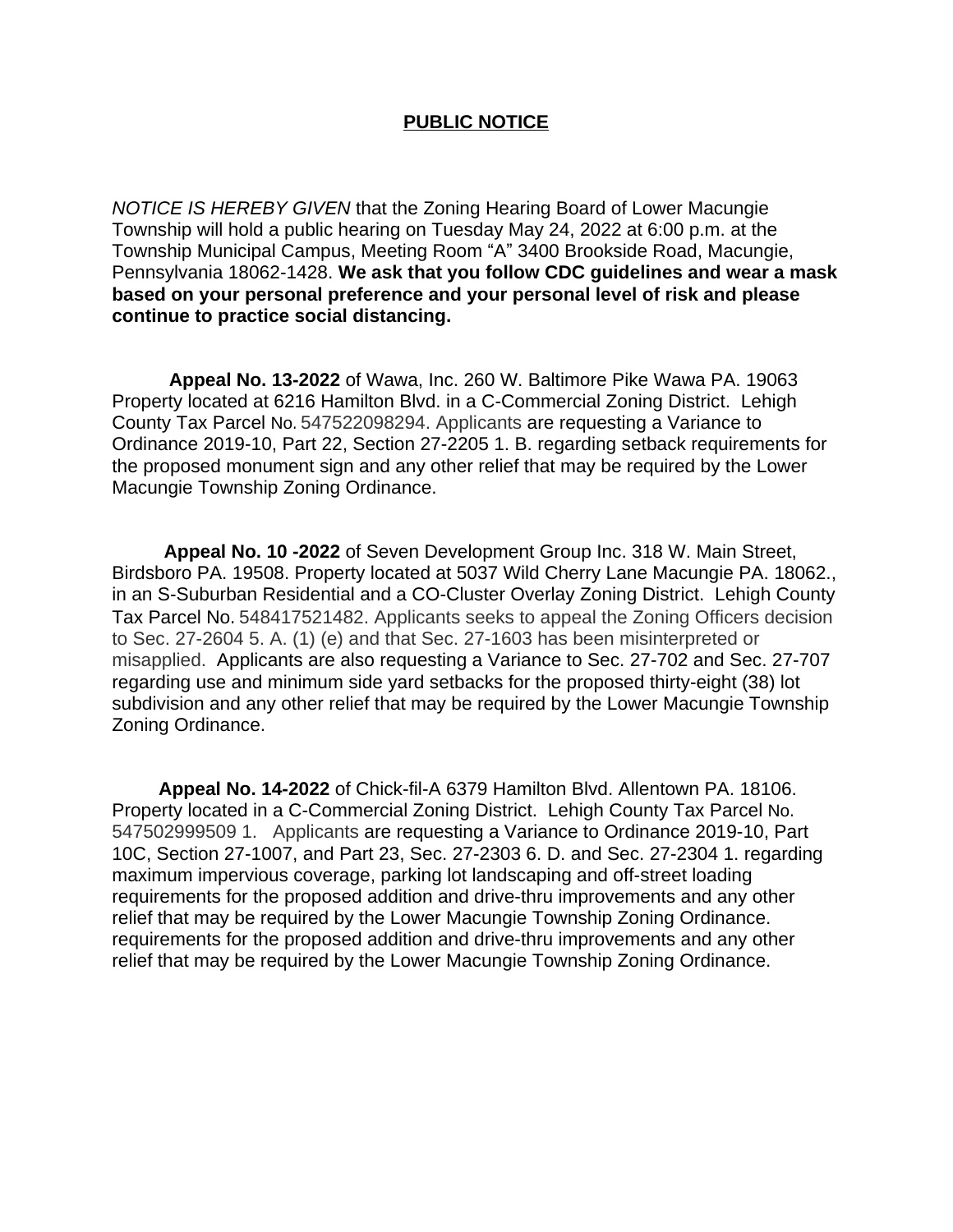**PUBLIC NOTICE**

*NOTICE IS HEREBY GIVEN* that the Zoning Hearing Board of Lower Macungie Township will hold a public hearing on Tuesday May 24, 2022 at 6:00 p.m. at the Township Municipal Campus, Meeting Room "A" 3400 Brookside Road, Macungie, Pennsylvania 18062-1428. **We ask that you follow CDC guidelines and wear a mask based on your personal preference and your personal level of risk and please continue to practice social distancing.**

**Appeal No. 13-2022** of Wawa, Inc. 260 W. Baltimore Pike Wawa PA. 19063 Property located at 6216 Hamilton Blvd. in a C-Commercial Zoning District. Lehigh County Tax Parcel No. 547522098294. Applicants are requesting a Variance to Ordinance 2019-10, Part 22, Section 27-2205 1. B. regarding setback requirements for the proposed monument sign and any other relief that may be required by the Lower Macungie Township Zoning Ordinance.

**Appeal No. 10 -2022** of Seven Development Group Inc. 318 W. Main Street, Birdsboro PA. 19508. Property located at 5037 Wild Cherry Lane Macungie PA. 18062., in an S-Suburban Residential and a CO-Cluster Overlay Zoning District. Lehigh County Tax Parcel No. 548417521482. Applicants seeks to appeal the Zoning Officers decision to Sec. 27-2604 5. A. (1) (e) and that Sec. 27-1603 has been misinterpreted or misapplied. Applicants are also requesting a Variance to Sec. 27-702 and Sec. 27-707 regarding use and minimum side yard setbacks for the proposed thirty-eight (38) lot subdivision and any other relief that may be required by the Lower Macungie Township Zoning Ordinance.

**Appeal No. 14-2022** of Chick-fil-A 6379 Hamilton Blvd. Allentown PA. 18106. Property located in a C-Commercial Zoning District. Lehigh County Tax Parcel No. 547502999509 1. Applicants are requesting a Variance to Ordinance 2019-10, Part 10C, Section 27-1007, and Part 23, Sec. 27-2303 6. D. and Sec. 27-2304 1. regarding maximum impervious coverage, parking lot landscaping and off-street loading requirements for the proposed addition and drive-thru improvements and any other relief that may be required by the Lower Macungie Township Zoning Ordinance. requirements for the proposed addition and drive-thru improvements and any other relief that may be required by the Lower Macungie Township Zoning Ordinance.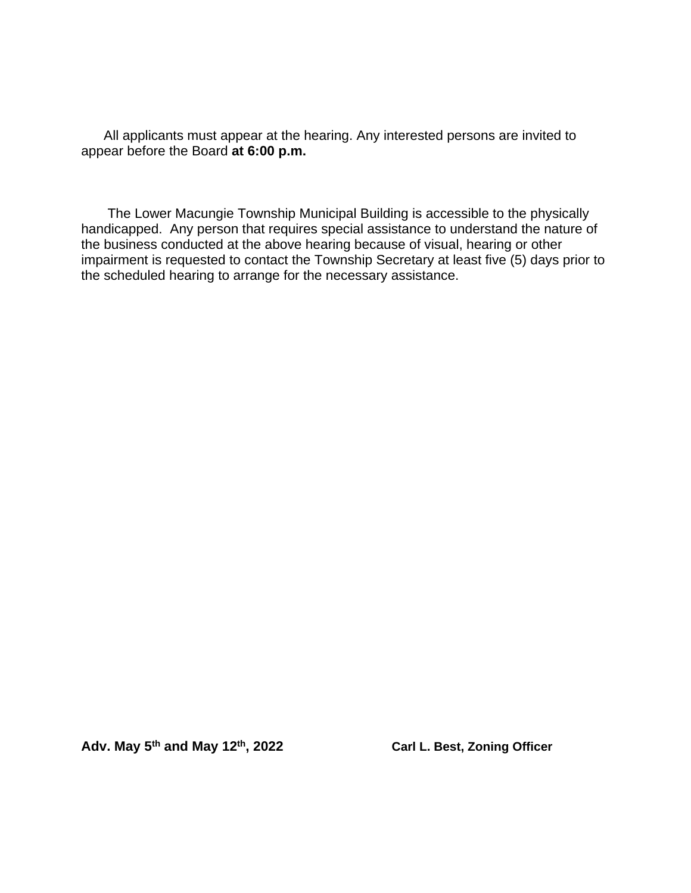All applicants must appear at the hearing. Any interested persons are invited to appear before the Board **at 6:00 p.m.**

The Lower Macungie Township Municipal Building is accessible to the physically handicapped. Any person that requires special assistance to understand the nature of the business conducted at the above hearing because of visual, hearing or other impairment is requested to contact the Township Secretary at least five (5) days prior to the scheduled hearing to arrange for the necessary assistance.

**Adv. May 5th and May 12th, 2022** **Carl L. Best, Zoning Officer**